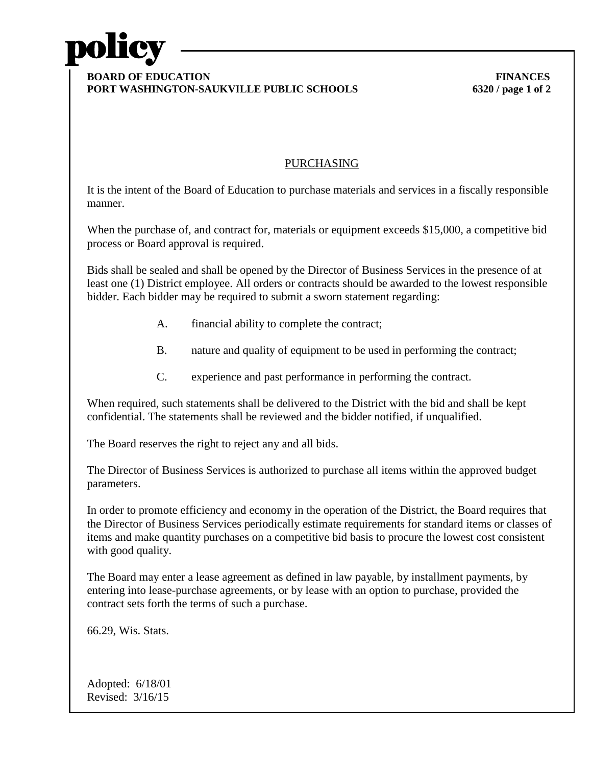**policy**

**BOARD OF EDUCATION**
**PORT WASHINGTON-SAUKVILLE PUBLIC SCHOOLS**

**FINANCES**
**6320**

## PURCHASING

It is the intent of the Board of Education to purchase materials and services in a fiscally responsible manner.

When the purchase of, and contract for, materials or equipment exceeds $15,000, a competitive bid process or Board approval is required.

Bids shall be sealed and shall be opened by the Director of Business Services in the presence of at least one (1) District employee. All orders or contracts should be awarded to the lowest responsible bidder. Each bidder may be required to submit a sworn statement regarding:

A. financial ability to complete the contract;

B. nature and quality of equipment to be used in performing the contract;

C. experience and past performance in performing the contract.

When required, such statements shall be delivered to the District with the bid and shall be kept confidential. The statements shall be reviewed and the bidder notified, if unqualified.

The Board reserves the right to reject any and all bids.

The Director of Business Services is authorized to purchase all items within the approved budget parameters.

In order to promote efficiency and economy in the operation of the District, the Board requires that the Director of Business Services periodically estimate requirements for standard items or classes of items and make quantity purchases on a competitive bid basis to procure the lowest cost consistent with good quality.

The Board may enter a lease agreement as defined in law payable, by installment payments, by entering into lease-purchase agreements, or by lease with an option to purchase, provided the contract sets forth the terms of such a purchase.

66.29, Wis. Stats.

Adopted: 6/18/01
Revised: 3/16/15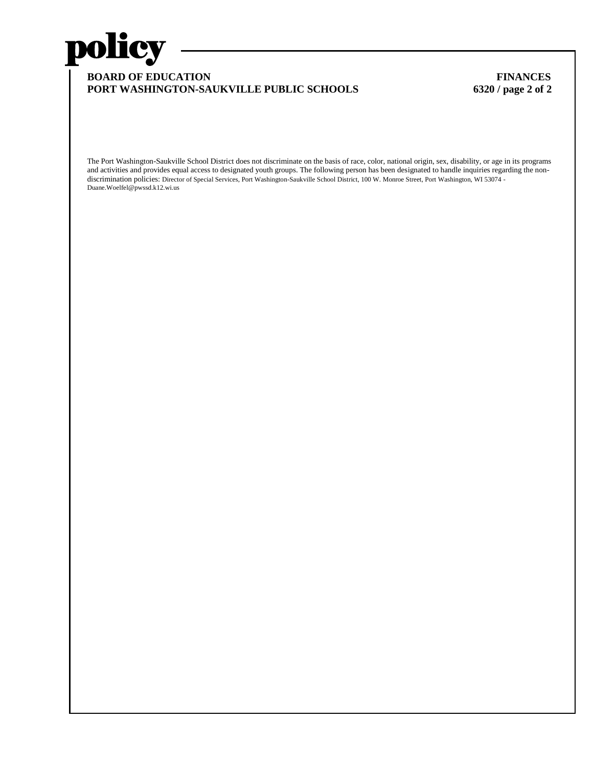The Port Washington-Saukville School District does not discriminate on the basis of race, color, national origin, sex, disability, or age in its programs and activities and provides equal access to designated youth groups. The following person has been designated to handle inquiries regarding the non-discrimination policies: Director of Special Services, Port Washington-Saukville School District, 100 W. Monroe Street, Port Washington, WI 53074 - Duane.Woelfel@pwssd.k12.wi.us